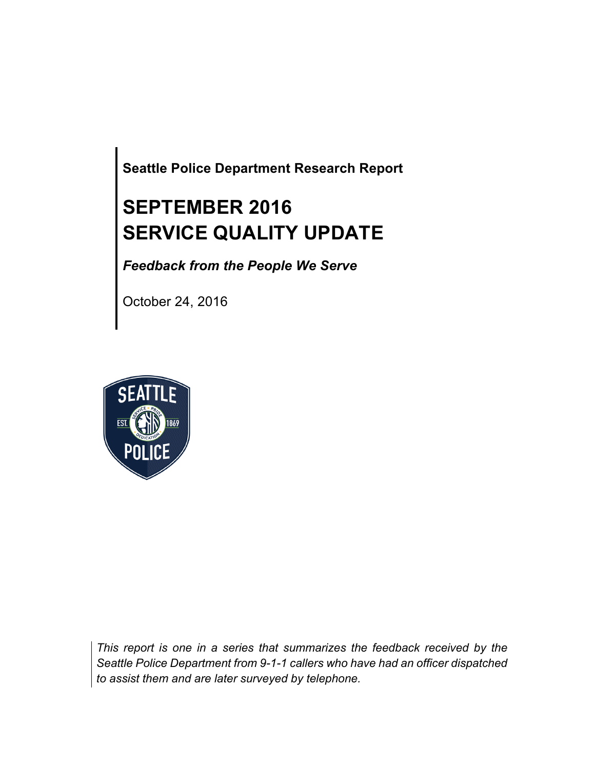**Seattle Police Department Research Report**

# SEPTEMBER 2016
# SERVICE QUALITY UPDATE

***Feedback from the People We Serve***

October 24, 2016

*This report is one in a series that summarizes the feedback received by the Seattle Police Department from 9-1-1 callers who have had an officer dispatched to assist them and are later surveyed by telephone.*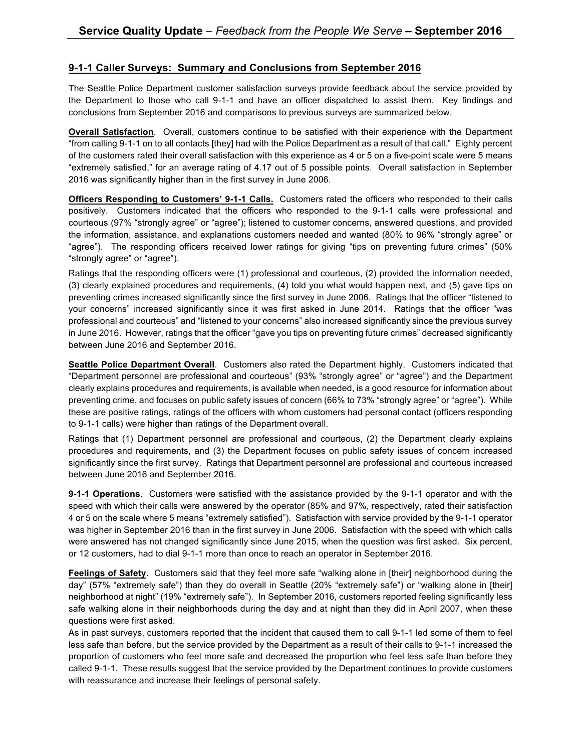## 9-1-1 Caller Surveys: Summary and Conclusions from September 2016

The Seattle Police Department customer satisfaction surveys provide feedback about the service provided by the Department to those who call 9-1-1 and have an officer dispatched to assist them. Key findings and conclusions from September 2016 and comparisons to previous surveys are summarized below.

**Overall Satisfaction**. Overall, customers continue to be satisfied with their experience with the Department "from calling 9-1-1 on to all contacts [they] had with the Police Department as a result of that call." Eighty percent of the customers rated their overall satisfaction with this experience as 4 or 5 on a five-point scale were 5 means "extremely satisfied," for an average rating of 4.17 out of 5 possible points. Overall satisfaction in September 2016 was significantly higher than in the first survey in June 2006.

**Officers Responding to Customers' 9-1-1 Calls.** Customers rated the officers who responded to their calls positively. Customers indicated that the officers who responded to the 9-1-1 calls were professional and courteous (97% "strongly agree" or "agree"); listened to customer concerns, answered questions, and provided the information, assistance, and explanations customers needed and wanted (80% to 96% "strongly agree" or "agree"). The responding officers received lower ratings for giving "tips on preventing future crimes" (50% "strongly agree" or "agree").

Ratings that the responding officers were (1) professional and courteous, (2) provided the information needed, (3) clearly explained procedures and requirements, (4) told you what would happen next, and (5) gave tips on preventing crimes increased significantly since the first survey in June 2006. Ratings that the officer "listened to your concerns" increased significantly since it was first asked in June 2014. Ratings that the officer "was professional and courteous" and "listened to your concerns" also increased significantly since the previous survey in June 2016. However, ratings that the officer "gave you tips on preventing future crimes" decreased significantly between June 2016 and September 2016.

**Seattle Police Department Overall**. Customers also rated the Department highly. Customers indicated that "Department personnel are professional and courteous" (93% "strongly agree" or "agree") and the Department clearly explains procedures and requirements, is available when needed, is a good resource for information about preventing crime, and focuses on public safety issues of concern (66% to 73% "strongly agree" or "agree"). While these are positive ratings, ratings of the officers with whom customers had personal contact (officers responding to 9-1-1 calls) were higher than ratings of the Department overall.

Ratings that (1) Department personnel are professional and courteous, (2) the Department clearly explains procedures and requirements, and (3) the Department focuses on public safety issues of concern increased significantly since the first survey. Ratings that Department personnel are professional and courteous increased between June 2016 and September 2016.

**9-1-1 Operations**. Customers were satisfied with the assistance provided by the 9-1-1 operator and with the speed with which their calls were answered by the operator (85% and 97%, respectively, rated their satisfaction 4 or 5 on the scale where 5 means "extremely satisfied"). Satisfaction with service provided by the 9-1-1 operator was higher in September 2016 than in the first survey in June 2006. Satisfaction with the speed with which calls were answered has not changed significantly since June 2015, when the question was first asked. Six percent, or 12 customers, had to dial 9-1-1 more than once to reach an operator in September 2016.

**Feelings of Safety**. Customers said that they feel more safe "walking alone in [their] neighborhood during the day" (57% "extremely safe") than they do overall in Seattle (20% "extremely safe") or "walking alone in [their] neighborhood at night" (19% "extremely safe"). In September 2016, customers reported feeling significantly less safe walking alone in their neighborhoods during the day and at night than they did in April 2007, when these questions were first asked.

As in past surveys, customers reported that the incident that caused them to call 9-1-1 led some of them to feel less safe than before, but the service provided by the Department as a result of their calls to 9-1-1 increased the proportion of customers who feel more safe and decreased the proportion who feel less safe than before they called 9-1-1. These results suggest that the service provided by the Department continues to provide customers with reassurance and increase their feelings of personal safety.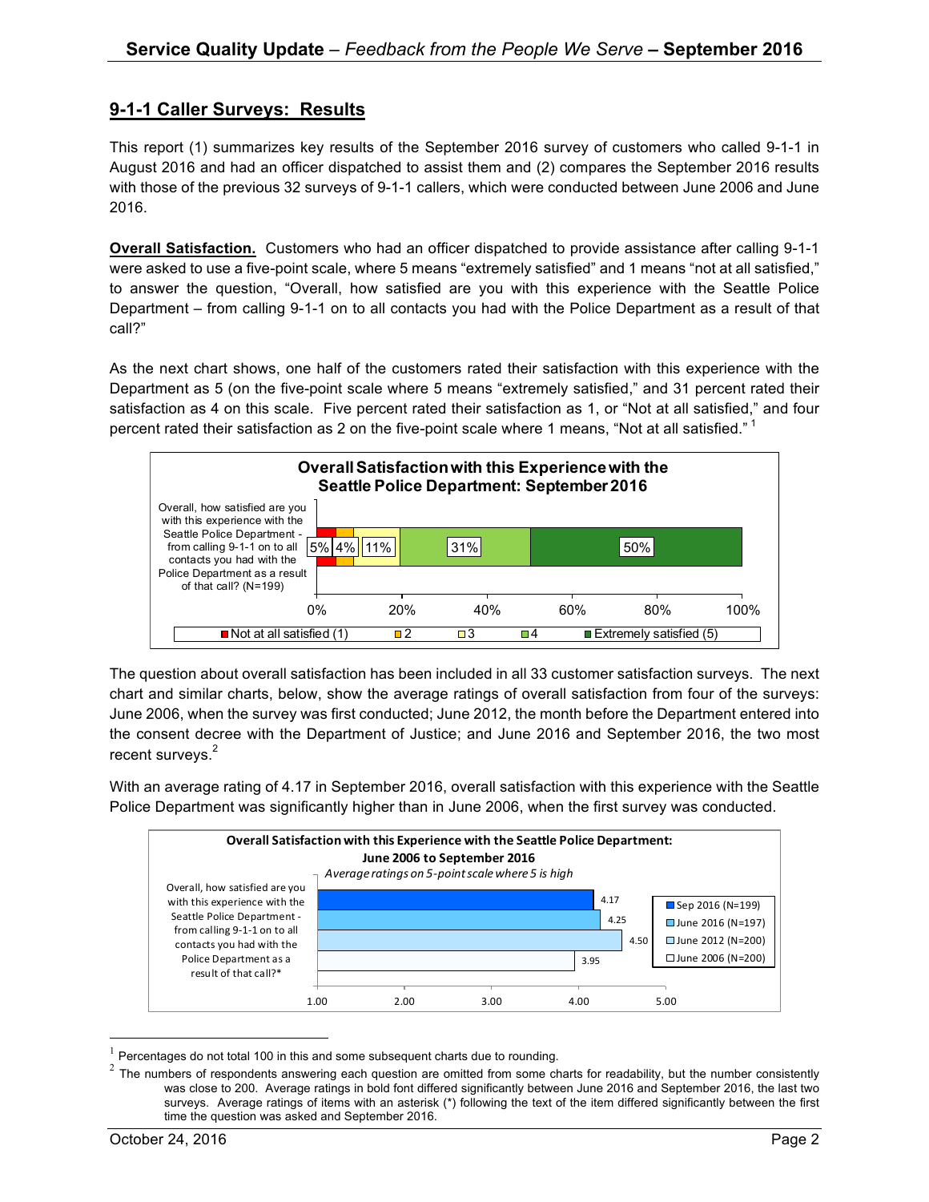## 9-1-1 Caller Surveys: Results

This report (1) summarizes key results of the September 2016 survey of customers who called 9-1-1 in August 2016 and had an officer dispatched to assist them and (2) compares the September 2016 results with those of the previous 32 surveys of 9-1-1 callers, which were conducted between June 2006 and June 2016.

**Overall Satisfaction.** Customers who had an officer dispatched to provide assistance after calling 9-1-1 were asked to use a five-point scale, where 5 means "extremely satisfied" and 1 means "not at all satisfied," to answer the question, "Overall, how satisfied are you with this experience with the Seattle Police Department – from calling 9-1-1 on to all contacts you had with the Police Department as a result of that call?"

As the next chart shows, one half of the customers rated their satisfaction with this experience with the Department as 5 (on the five-point scale where 5 means "extremely satisfied," and 31 percent rated their satisfaction as 4 on this scale. Five percent rated their satisfaction as 1, or "Not at all satisfied," and four percent rated their satisfaction as 2 on the five-point scale where 1 means, "Not at all satisfied."[1]

**Overall Satisfaction with this Experience with the Seattle Police Department: September 2016**

| Question | Not at all satisfied (1) | 2 | 3 | 4 | Extremely satisfied (5) |
|---|---|---|---|---|---|
| Overall, how satisfied are you with this experience with the Seattle Police Department - from calling 9-1-1 on to all contacts you had with the Police Department as a result of that call? (N=199) | 5% | 4% | 11% | 31% | 50% |

The question about overall satisfaction has been included in all 33 customer satisfaction surveys. The next chart and similar charts, below, show the average ratings of overall satisfaction from four of the surveys: June 2006, when the survey was first conducted; June 2012, the month before the Department entered into the consent decree with the Department of Justice; and June 2016 and September 2016, the two most recent surveys.[2]

With an average rating of 4.17 in September 2016, overall satisfaction with this experience with the Seattle Police Department was significantly higher than in June 2006, when the first survey was conducted.

**Overall Satisfaction with this Experience with the Seattle Police Department: June 2006 to September 2016**

*Average ratings on 5-point scale where 5 is high*

| Question | Sep 2016 (N=199) | June 2016 (N=197) | June 2012 (N=200) | June 2006 (N=200) |
|---|---|---|---|---|
| Overall, how satisfied are you with this experience with the Seattle Police Department - from calling 9-1-1 on to all contacts you had with the Police Department as a result of that call?* | 4.17 | 4.25 | 4.50 | 3.95 |

---

[1] Percentages do not total 100 in this and some subsequent charts due to rounding.

[2] The numbers of respondents answering each question are omitted from some charts for readability, but the number consistently was close to 200. Average ratings in bold font differed significantly between June 2016 and September 2016, the last two surveys. Average ratings of items with an asterisk (*) following the text of the item differed significantly between the first time the question was asked and September 2016.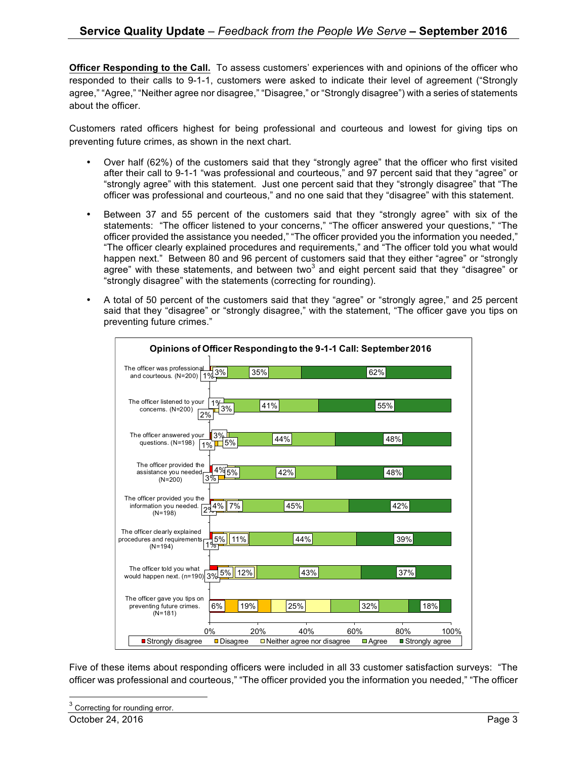**Officer Responding to the Call.** To assess customers' experiences with and opinions of the officer who responded to their calls to 9-1-1, customers were asked to indicate their level of agreement ("Strongly agree," "Agree," "Neither agree nor disagree," "Disagree," or "Strongly disagree") with a series of statements about the officer.

Customers rated officers highest for being professional and courteous and lowest for giving tips on preventing future crimes, as shown in the next chart.

- Over half (62%) of the customers said that they "strongly agree" that the officer who first visited after their call to 9-1-1 "was professional and courteous," and 97 percent said that they "agree" or "strongly agree" with this statement. Just one percent said that they "strongly disagree" that "The officer was professional and courteous," and no one said that they "disagree" with this statement.
- Between 37 and 55 percent of the customers said that they "strongly agree" with six of the statements: "The officer listened to your concerns," "The officer answered your questions," "The officer provided the assistance you needed," "The officer provided you the information you needed," "The officer clearly explained procedures and requirements," and "The officer told you what would happen next." Between 80 and 96 percent of customers said that they either "agree" or "strongly agree" with these statements, and between two[3] and eight percent said that they "disagree" or "strongly disagree" with the statements (correcting for rounding).
- A total of 50 percent of the customers said that they "agree" or "strongly agree," and 25 percent said that they "disagree" or "strongly disagree," with the statement, "The officer gave you tips on preventing future crimes."

**Opinions of Officer Responding to the 9-1-1 Call: September 2016**

| Statement | Strongly disagree | Disagree | Neither agree nor disagree | Agree | Strongly agree |
|---|---|---|---|---|---|
| The officer was professional and courteous. (N=200) | 1% | | 3% | 35% | 62% |
| The officer listened to your concerns. (N=200) | 1% | 2% | 3% | 41% | 55% |
| The officer answered your questions. (N=198) | 1% | 3% | 5% | 44% | 48% |
| The officer provided the assistance you needed (N=200) | 3% | 4% | 5% | 42% | 48% |
| The officer provided you the information you needed. (N=198) | 2% | 4% | 7% | 45% | 42% |
| The officer clearly explained procedures and requirements (N=194) | 1% | 5% | 11% | 44% | 39% |
| The officer told you what would happen next. (n=190) | 3% | 5% | 12% | 43% | 37% |
| The officer gave you tips on preventing future crimes. (N=181) | 6% | 19% | 25% | 32% | 18% |

Five of these items about responding officers were included in all 33 customer satisfaction surveys: "The officer was professional and courteous," "The officer provided you the information you needed," "The officer

[3] Correcting for rounding error.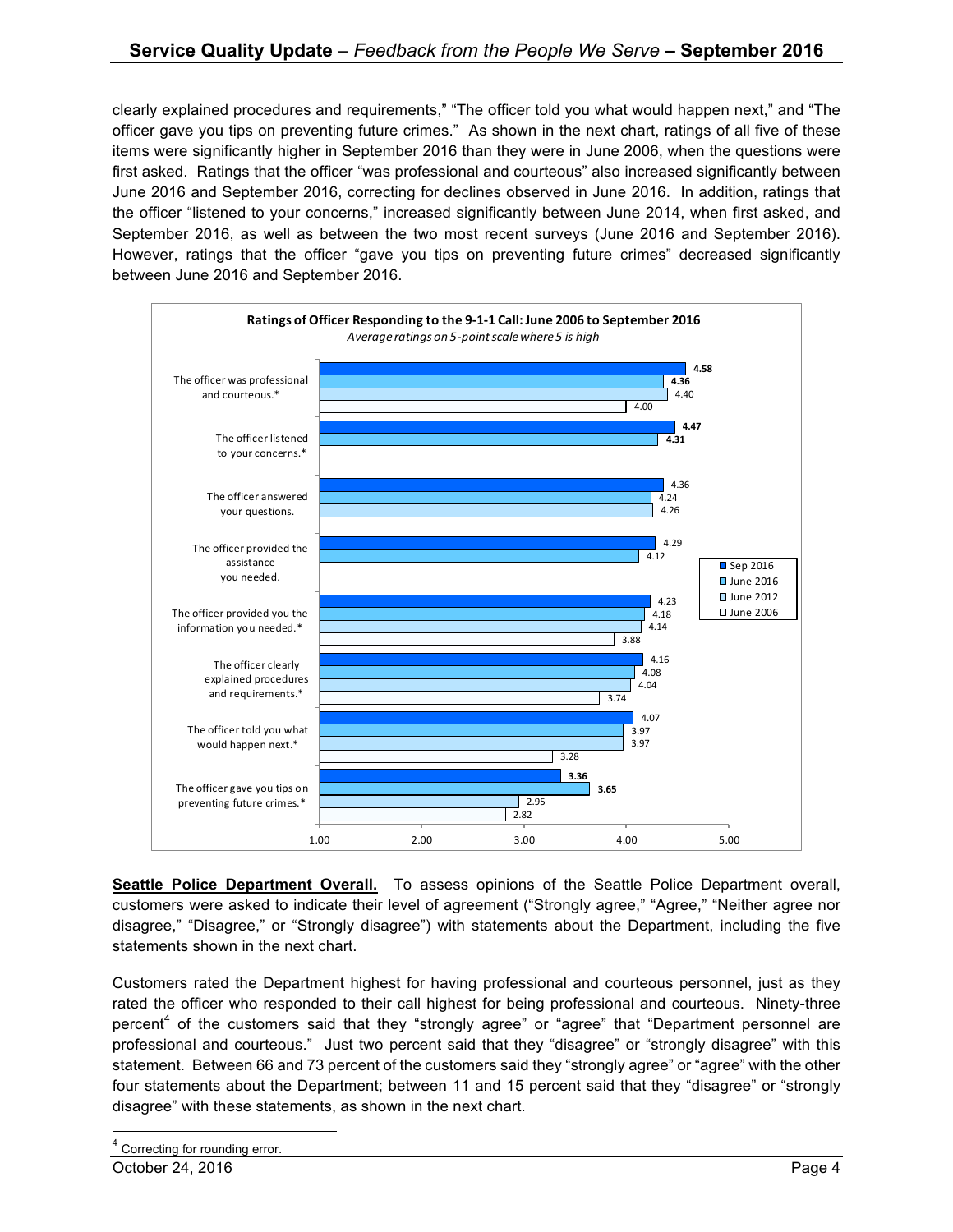clearly explained procedures and requirements," "The officer told you what would happen next," and "The officer gave you tips on preventing future crimes." As shown in the next chart, ratings of all five of these items were significantly higher in September 2016 than they were in June 2006, when the questions were first asked. Ratings that the officer "was professional and courteous" also increased significantly between June 2016 and September 2016, correcting for declines observed in June 2016. In addition, ratings that the officer "listened to your concerns," increased significantly between June 2014, when first asked, and September 2016, as well as between the two most recent surveys (June 2016 and September 2016). However, ratings that the officer "gave you tips on preventing future crimes" decreased significantly between June 2016 and September 2016.

**Ratings of Officer Responding to the 9-1-1 Call: June 2006 to September 2016**

*Average ratings on 5-point scale where 5 is high*

| Item | Sep 2016 | June 2016 | June 2012 | June 2006 |
|---|---|---|---|---|
| The officer was professional and courteous.* | 4.58 | 4.36 | 4.40 | 4.00 |
| The officer listened to your concerns.* | 4.47 | 4.31 | | |
| The officer answered your questions. | 4.36 | 4.24 | 4.26 | |
| The officer provided the assistance you needed. | 4.29 | 4.12 | | |
| The officer provided you the information you needed.* | 4.23 | 4.18 | 4.14 | 3.88 |
| The officer clearly explained procedures and requirements.* | 4.16 | 4.08 | 4.04 | 3.74 |
| The officer told you what would happen next.* | 4.07 | 3.97 | 3.97 | 3.28 |
| The officer gave you tips on preventing future crimes.* | 3.36 | 3.65 | 2.95 | 2.82 |

**Seattle Police Department Overall.** To assess opinions of the Seattle Police Department overall, customers were asked to indicate their level of agreement ("Strongly agree," "Agree," "Neither agree nor disagree," "Disagree," or "Strongly disagree") with statements about the Department, including the five statements shown in the next chart.

Customers rated the Department highest for having professional and courteous personnel, just as they rated the officer who responded to their call highest for being professional and courteous. Ninety-three percent[4] of the customers said that they "strongly agree" or "agree" that "Department personnel are professional and courteous." Just two percent said that they "disagree" or "strongly disagree" with this statement. Between 66 and 73 percent of the customers said they "strongly agree" or "agree" with the other four statements about the Department; between 11 and 15 percent said that they "disagree" or "strongly disagree" with these statements, as shown in the next chart.

[4] Correcting for rounding error.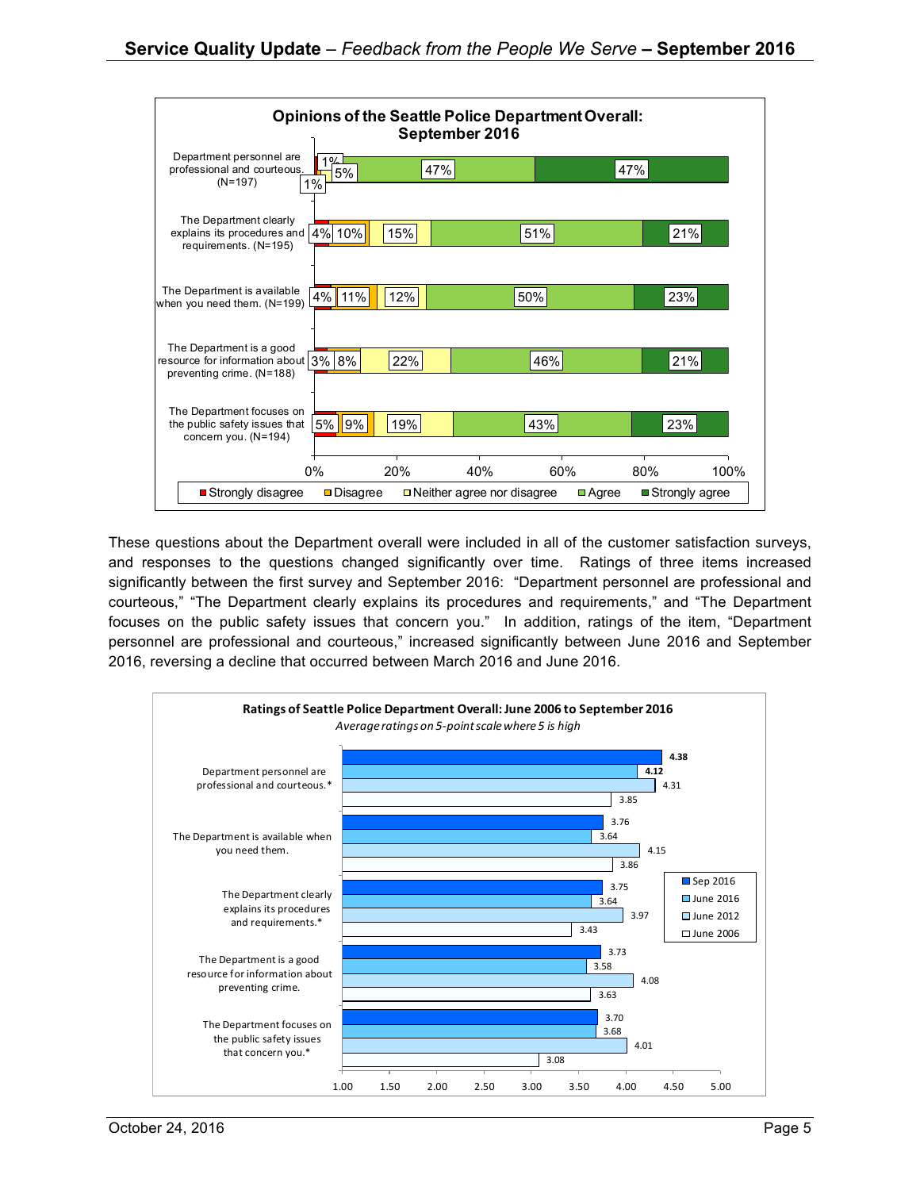**Opinions of the Seattle Police Department Overall: September 2016**

| Item | Strongly disagree | Disagree | Neither agree nor disagree | Agree | Strongly agree |
|---|---|---|---|---|---|
| Department personnel are professional and courteous. (N=197) | 1% | 1% | 5% | 47% | 47% |
| The Department clearly explains its procedures and requirements. (N=195) | 4% | 10% | 15% | 51% | 21% |
| The Department is available when you need them. (N=199) | 4% | 11% | 12% | 50% | 23% |
| The Department is a good resource for information about preventing crime. (N=188) | 3% | 8% | 22% | 46% | 21% |
| The Department focuses on the public safety issues that concern you. (N=194) | 5% | 9% | 19% | 43% | 23% |

These questions about the Department overall were included in all of the customer satisfaction surveys, and responses to the questions changed significantly over time. Ratings of three items increased significantly between the first survey and September 2016: "Department personnel are professional and courteous," "The Department clearly explains its procedures and requirements," and "The Department focuses on the public safety issues that concern you." In addition, ratings of the item, "Department personnel are professional and courteous," increased significantly between June 2016 and September 2016, reversing a decline that occurred between March 2016 and June 2016.

**Ratings of Seattle Police Department Overall: June 2006 to September 2016**

*Average ratings on 5-point scale where 5 is high*

| Item | Sep 2016 | June 2016 | June 2012 | June 2006 |
|---|---|---|---|---|
| Department personnel are professional and courteous.* | 4.38 | 4.12 | 4.31 | 3.85 |
| The Department is available when you need them. | 3.76 | 3.64 | 4.15 | 3.86 |
| The Department clearly explains its procedures and requirements.* | 3.75 | 3.64 | 3.97 | 3.43 |
| The Department is a good resource for information about preventing crime. | 3.73 | 3.58 | 4.08 | 3.63 |
| The Department focuses on the public safety issues that concern you.* | 3.70 | 3.68 | 4.01 | 3.08 |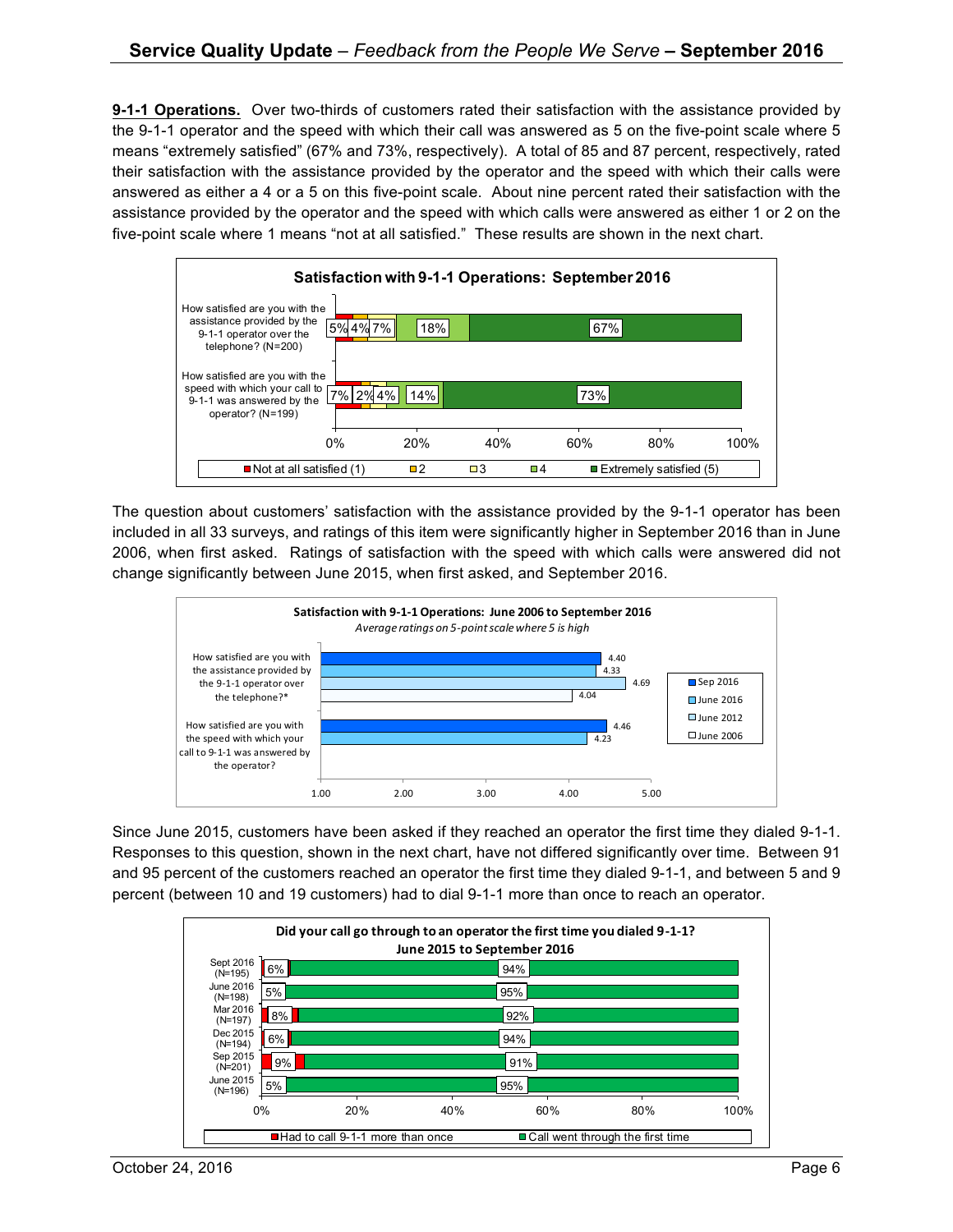**9-1-1 Operations.** Over two-thirds of customers rated their satisfaction with the assistance provided by the 9-1-1 operator and the speed with which their call was answered as 5 on the five-point scale where 5 means "extremely satisfied" (67% and 73%, respectively). A total of 85 and 87 percent, respectively, rated their satisfaction with the assistance provided by the operator and the speed with which their calls were answered as either a 4 or a 5 on this five-point scale. About nine percent rated their satisfaction with the assistance provided by the operator and the speed with which calls were answered as either 1 or 2 on the five-point scale where 1 means "not at all satisfied." These results are shown in the next chart.

**Satisfaction with 9-1-1 Operations: September 2016**

| Question | Not at all satisfied (1) | 2 | 3 | 4 | Extremely satisfied (5) |
|---|---|---|---|---|---|
| How satisfied are you with the assistance provided by the 9-1-1 operator over the telephone? (N=200) | 5% | 4% | 7% | 18% | 67% |
| How satisfied are you with the speed with which your call to 9-1-1 was answered by the operator? (N=199) | 7% | 2% | 4% | 14% | 73% |

The question about customers' satisfaction with the assistance provided by the 9-1-1 operator has been included in all 33 surveys, and ratings of this item were significantly higher in September 2016 than in June 2006, when first asked. Ratings of satisfaction with the speed with which calls were answered did not change significantly between June 2015, when first asked, and September 2016.

**Satisfaction with 9-1-1 Operations: June 2006 to September 2016**
*Average ratings on 5-point scale where 5 is high*

| Question | Sep 2016 | June 2016 | June 2012 | June 2006 |
|---|---|---|---|---|
| How satisfied are you with the assistance provided by the 9-1-1 operator over the telephone?* | 4.40 | 4.33 | 4.69 | 4.04 |
| How satisfied are you with the speed with which your call to 9-1-1 was answered by the operator? | 4.46 | 4.23 | | |

Since June 2015, customers have been asked if they reached an operator the first time they dialed 9-1-1. Responses to this question, shown in the next chart, have not differed significantly over time. Between 91 and 95 percent of the customers reached an operator the first time they dialed 9-1-1, and between 5 and 9 percent (between 10 and 19 customers) had to dial 9-1-1 more than once to reach an operator.

**Did your call go through to an operator the first time you dialed 9-1-1? June 2015 to September 2016**

| Survey | Had to call 9-1-1 more than once | Call went through the first time |
|---|---|---|
| Sept 2016 (N=195) | 6% | 94% |
| June 2016 (N=198) | 5% | 95% |
| Mar 2016 (N=197) | 8% | 92% |
| Dec 2015 (N=194) | 6% | 94% |
| Sep 2015 (N=201) | 9% | 91% |
| June 2015 (N=196) | 5% | 95% |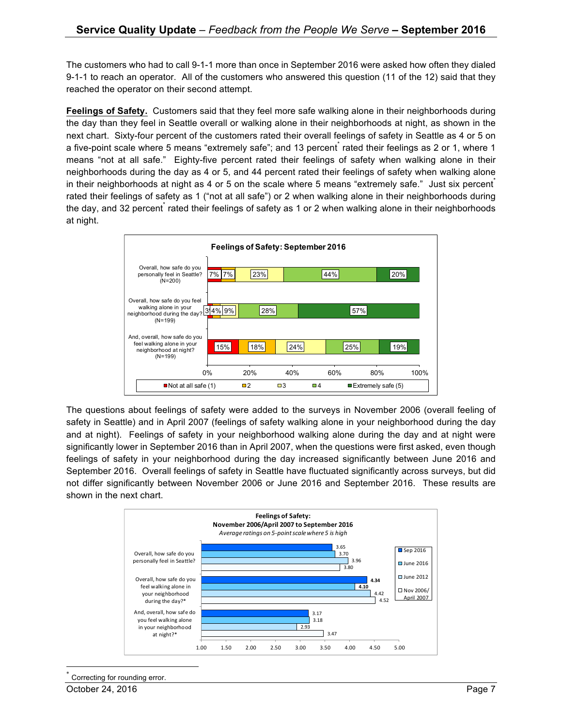The customers who had to call 9-1-1 more than once in September 2016 were asked how often they dialed 9-1-1 to reach an operator. All of the customers who answered this question (11 of the 12) said that they reached the operator on their second attempt.

**Feelings of Safety.** Customers said that they feel more safe walking alone in their neighborhoods during the day than they feel in Seattle overall or walking alone in their neighborhoods at night, as shown in the next chart. Sixty-four percent of the customers rated their overall feelings of safety in Seattle as 4 or 5 on a five-point scale where 5 means "extremely safe"; and 13 percent* rated their feelings as 2 or 1, where 1 means "not at all safe." Eighty-five percent rated their feelings of safety when walking alone in their neighborhoods during the day as 4 or 5, and 44 percent rated their feelings of safety when walking alone in their neighborhoods at night as 4 or 5 on the scale where 5 means "extremely safe." Just six percent* rated their feelings of safety as 1 ("not at all safe") or 2 when walking alone in their neighborhoods during the day, and 32 percent* rated their feelings of safety as 1 or 2 when walking alone in their neighborhoods at night.

**Feelings of Safety: September 2016**

| | Not at all safe (1) | 2 | 3 | 4 | Extremely safe (5) |
|---|---|---|---|---|---|
| Overall, how safe do you personally feel in Seattle? (N=200) | 7% | 7% | 23% | 44% | 20% |
| Overall, how safe do you feel walking alone in your neighborhood during the day? (N=199) | 3% | 4% | 9% | 28% | 57% |
| And, overall, how safe do you feel walking alone in your neighborhood at night? (N=199) | 15% | 18% | 24% | 25% | 19% |

The questions about feelings of safety were added to the surveys in November 2006 (overall feeling of safety in Seattle) and in April 2007 (feelings of safety walking alone in your neighborhood during the day and at night). Feelings of safety in your neighborhood walking alone during the day and at night were significantly lower in September 2016 than in April 2007, when the questions were first asked, even though feelings of safety in your neighborhood during the day increased significantly between June 2016 and September 2016. Overall feelings of safety in Seattle have fluctuated significantly across surveys, but did not differ significantly between November 2006 or June 2016 and September 2016. These results are shown in the next chart.

**Feelings of Safety: November 2006/April 2007 to September 2016**
*Average ratings on 5-point scale where 5 is high*

| | Sep 2016 | June 2016 | June 2012 | Nov 2006/ April 2007 |
|---|---|---|---|---|
| Overall, how safe do you personally feel in Seattle? | 3.65 | 3.70 | 3.96 | 3.80 |
| Overall, how safe do you feel walking alone in your neighborhood during the day?* | **4.34** | **4.10** | 4.42 | 4.52 |
| And, overall, how safe do you feel walking alone in your neighborhood at night?* | 3.17 | 3.18 | 2.93 | 3.47 |

* Correcting for rounding error.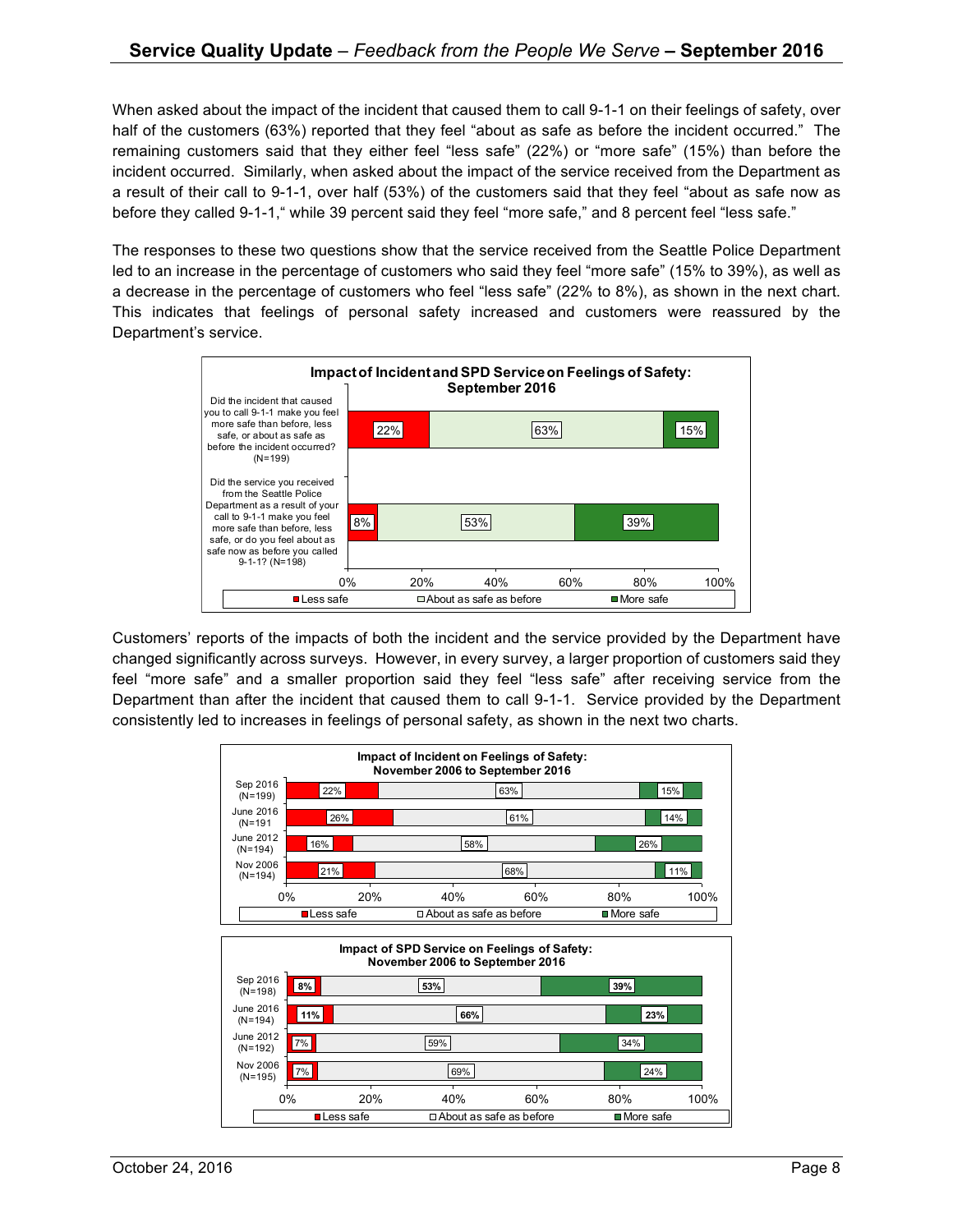When asked about the impact of the incident that caused them to call 9-1-1 on their feelings of safety, over half of the customers (63%) reported that they feel "about as safe as before the incident occurred." The remaining customers said that they either feel "less safe" (22%) or "more safe" (15%) than before the incident occurred. Similarly, when asked about the impact of the service received from the Department as a result of their call to 9-1-1, over half (53%) of the customers said that they feel "about as safe now as before they called 9-1-1," while 39 percent said they feel "more safe," and 8 percent feel "less safe."

The responses to these two questions show that the service received from the Seattle Police Department led to an increase in the percentage of customers who said they feel "more safe" (15% to 39%), as well as a decrease in the percentage of customers who feel "less safe" (22% to 8%), as shown in the next chart. This indicates that feelings of personal safety increased and customers were reassured by the Department's service.

**Impact of Incident and SPD Service on Feelings of Safety: September 2016**

| Question | Less safe | About as safe as before | More safe |
|---|---|---|---|
| Did the incident that caused you to call 9-1-1 make you feel more safe than before, less safe, or about as safe as before the incident occurred? (N=199) | 22% | 63% | 15% |
| Did the service you received from the Seattle Police Department as a result of your call to 9-1-1 make you feel more safe than before, less safe, or do you feel about as safe now as before you called 9-1-1? (N=198) | 8% | 53% | 39% |

Customers' reports of the impacts of both the incident and the service provided by the Department have changed significantly across surveys. However, in every survey, a larger proportion of customers said they feel "more safe" and a smaller proportion said they feel "less safe" after receiving service from the Department than after the incident that caused them to call 9-1-1. Service provided by the Department consistently led to increases in feelings of personal safety, as shown in the next two charts.

**Impact of Incident on Feelings of Safety: November 2006 to September 2016**

| Survey | Less safe | About as safe as before | More safe |
|---|---|---|---|
| Sep 2016 (N=199) | 22% | 63% | 15% |
| June 2016 (N=191) | 26% | 61% | 14% |
| June 2012 (N=194) | 16% | 58% | 26% |
| Nov 2006 (N=194) | 21% | 68% | 11% |

**Impact of SPD Service on Feelings of Safety: November 2006 to September 2016**

| Survey | Less safe | About as safe as before | More safe |
|---|---|---|---|
| Sep 2016 (N=198) | 8% | 53% | 39% |
| June 2016 (N=194) | 11% | 66% | 23% |
| June 2012 (N=192) | 7% | 59% | 34% |
| Nov 2006 (N=195) | 7% | 69% | 24% |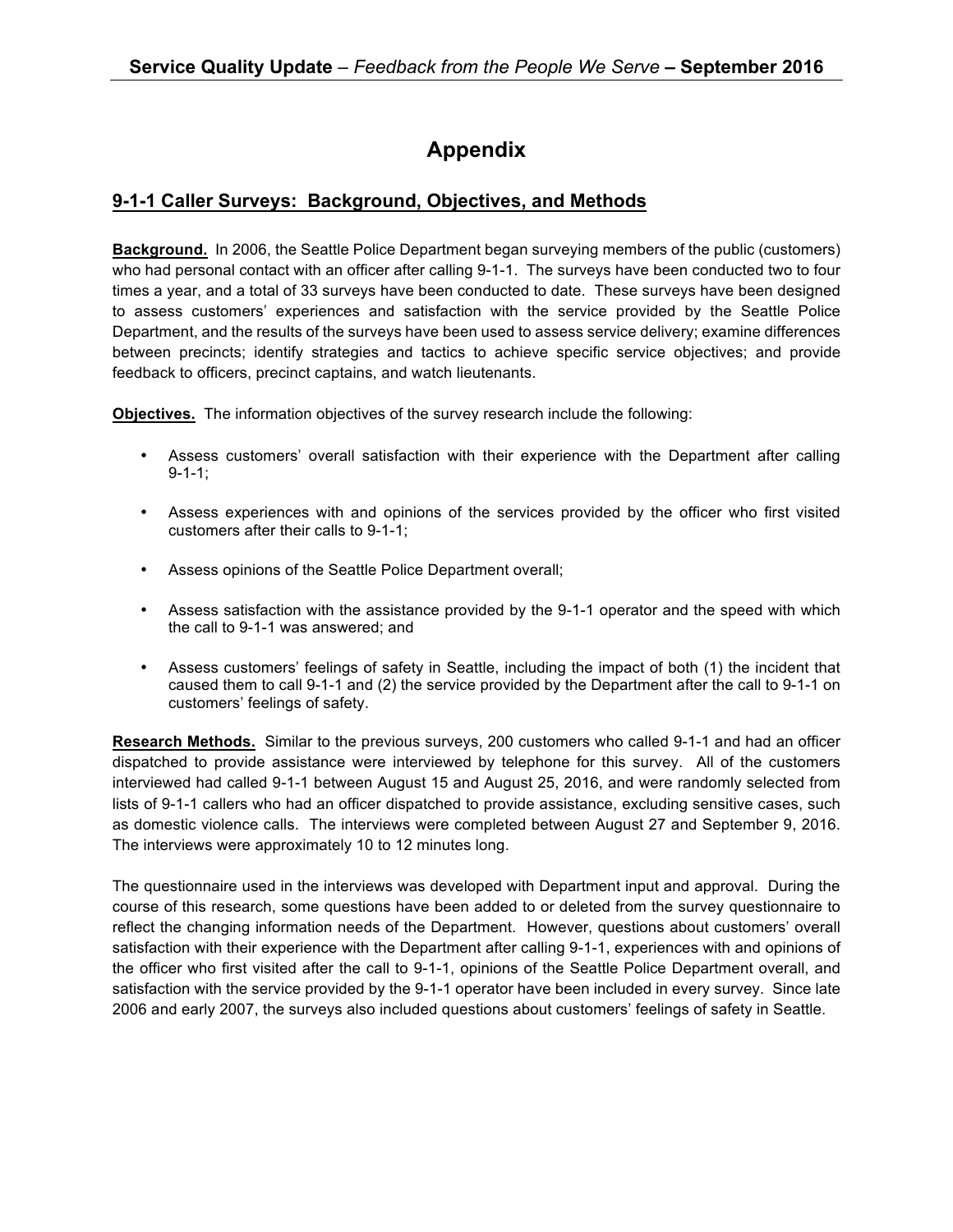# Appendix

## 9-1-1 Caller Surveys: Background, Objectives, and Methods

**Background.** In 2006, the Seattle Police Department began surveying members of the public (customers) who had personal contact with an officer after calling 9-1-1. The surveys have been conducted two to four times a year, and a total of 33 surveys have been conducted to date. These surveys have been designed to assess customers' experiences and satisfaction with the service provided by the Seattle Police Department, and the results of the surveys have been used to assess service delivery; examine differences between precincts; identify strategies and tactics to achieve specific service objectives; and provide feedback to officers, precinct captains, and watch lieutenants.

**Objectives.** The information objectives of the survey research include the following:

- Assess customers' overall satisfaction with their experience with the Department after calling 9-1-1;
- Assess experiences with and opinions of the services provided by the officer who first visited customers after their calls to 9-1-1;
- Assess opinions of the Seattle Police Department overall;
- Assess satisfaction with the assistance provided by the 9-1-1 operator and the speed with which the call to 9-1-1 was answered; and
- Assess customers' feelings of safety in Seattle, including the impact of both (1) the incident that caused them to call 9-1-1 and (2) the service provided by the Department after the call to 9-1-1 on customers' feelings of safety.

**Research Methods.** Similar to the previous surveys, 200 customers who called 9-1-1 and had an officer dispatched to provide assistance were interviewed by telephone for this survey. All of the customers interviewed had called 9-1-1 between August 15 and August 25, 2016, and were randomly selected from lists of 9-1-1 callers who had an officer dispatched to provide assistance, excluding sensitive cases, such as domestic violence calls. The interviews were completed between August 27 and September 9, 2016. The interviews were approximately 10 to 12 minutes long.

The questionnaire used in the interviews was developed with Department input and approval. During the course of this research, some questions have been added to or deleted from the survey questionnaire to reflect the changing information needs of the Department. However, questions about customers' overall satisfaction with their experience with the Department after calling 9-1-1, experiences with and opinions of the officer who first visited after the call to 9-1-1, opinions of the Seattle Police Department overall, and satisfaction with the service provided by the 9-1-1 operator have been included in every survey. Since late 2006 and early 2007, the surveys also included questions about customers' feelings of safety in Seattle.